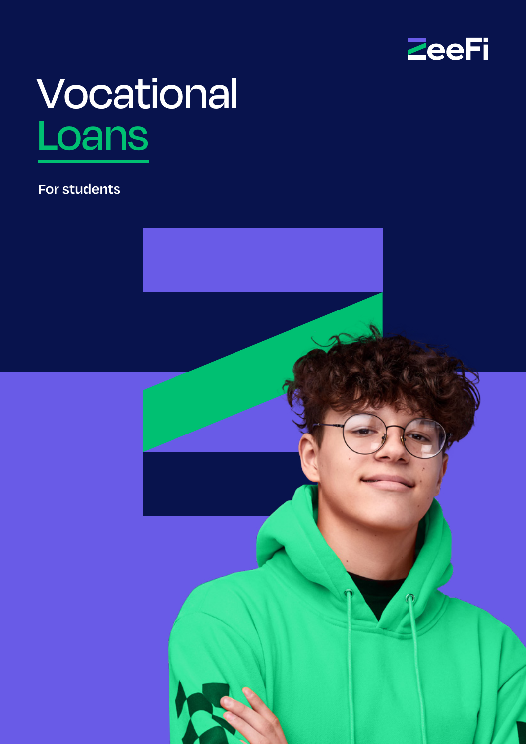ZeeFi

# Vocational Loans

For students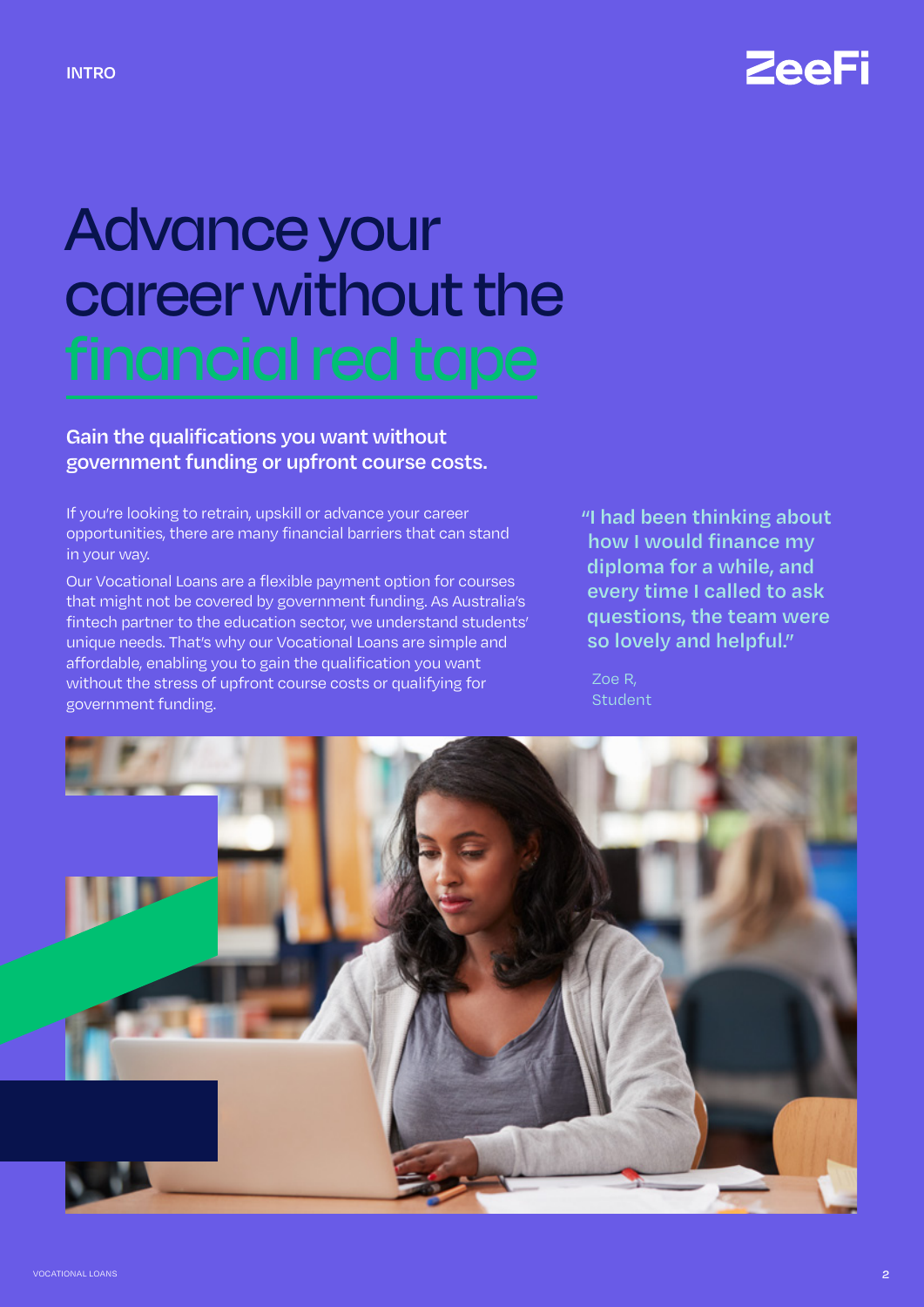# Advance your career without the financial red tape

**Gain the qualifications you want without government funding or upfront course costs.**

If you're looking to retrain, upskill or advance your career opportunities, there are many financial barriers that can stand in your way.

Our Vocational Loans are a flexible payment option for courses that might not be covered by government funding. As Australia's fintech partner to the education sector, we understand students' unique needs. That's why our Vocational Loans are simple and affordable, enabling you to gain the qualification you want without the stress of upfront course costs or qualifying for government funding.

> "I had been thinking about how I would finance my diploma for a while, and every time I called to ask questions, the team were so lovely and helpful."
>
> Zoe R,
> Student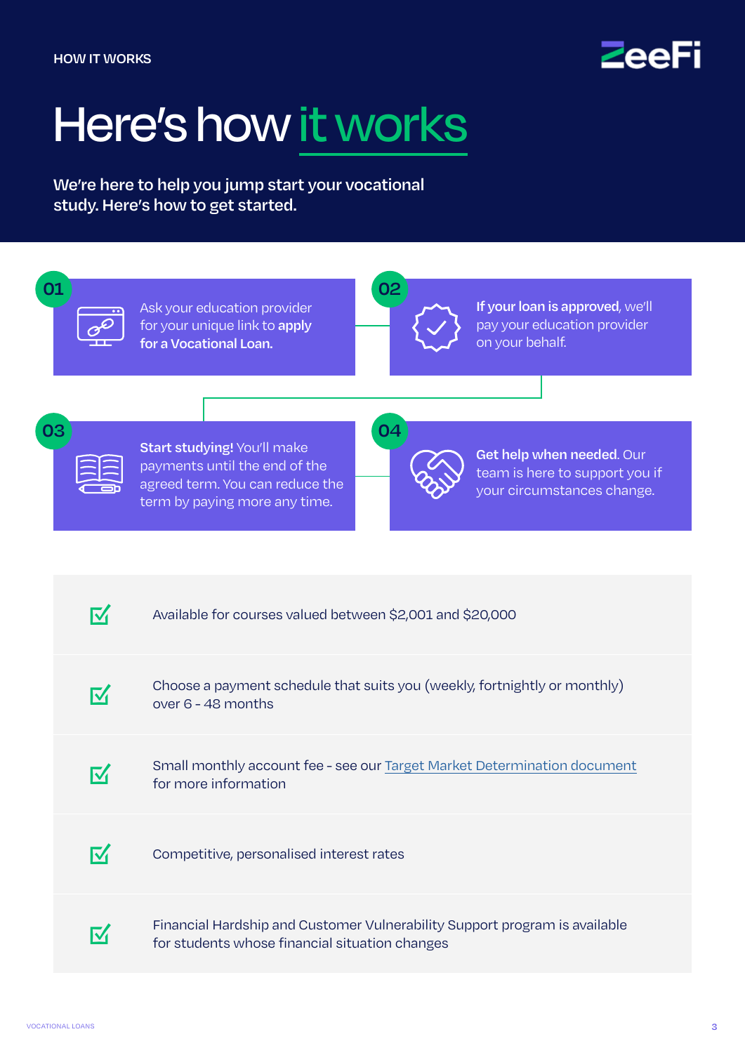HOW IT WORKS

# Here's how it works

**We're here to help you jump start your vocational study. Here's how to get started.**

**01**

Ask your education provider for your unique link to **apply for a Vocational Loan.**

**02**

**If your loan is approved**, we'll pay your education provider on your behalf.

**03**

**Start studying!** You'll make payments until the end of the agreed term. You can reduce the term by paying more any time.

**04**

**Get help when needed**. Our team is here to support you if your circumstances change.

- ☑ Available for courses valued between $2,001 and $20,000
- ☑ Choose a payment schedule that suits you (weekly, fortnightly or monthly) over 6 - 48 months
- ☑ Small monthly account fee - see our Target Market Determination document for more information
- ☑ Competitive, personalised interest rates
- ☑ Financial Hardship and Customer Vulnerability Support program is available for students whose financial situation changes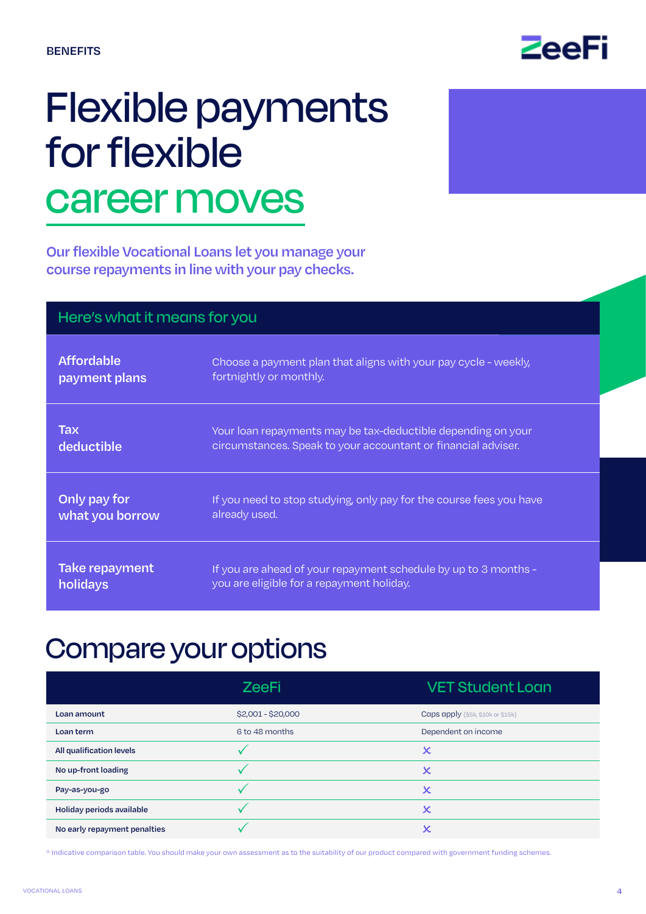BENEFITS

# Flexible payments for flexible career moves

**Our flexible Vocational Loans let you manage your course repayments in line with your pay checks.**

## Here's what it means for you

| | |
|---|---|
| **Affordable payment plans** | Choose a payment plan that aligns with your pay cycle - weekly, fortnightly or monthly. |
| **Tax deductible** | Your loan repayments may be tax-deductible depending on your circumstances. Speak to your accountant or financial adviser. |
| **Only pay for what you borrow** | If you need to stop studying, only pay for the course fees you have already used. |
| **Take repayment holidays** | If you are ahead of your repayment schedule by up to 3 months - you are eligible for a repayment holiday. |

# Compare your options

| | ZeeFi | VET Student Loan |
|---|---|---|
| Loan amount | $2,001 - $20,000 | Caps apply ($5k, $10k or $15k) |
| Loan term | 6 to 48 months | Dependent on income |
| All qualification levels | ✓ | ✗ |
| No up-front loading | ✓ | ✗ |
| Pay-as-you-go | ✓ | ✗ |
| Holiday periods available | ✓ | ✗ |
| No early repayment penalties | ✓ | ✗ |

* Indicative comparison table. You should make your own assessment as to the suitability of our product compared with government funding schemes.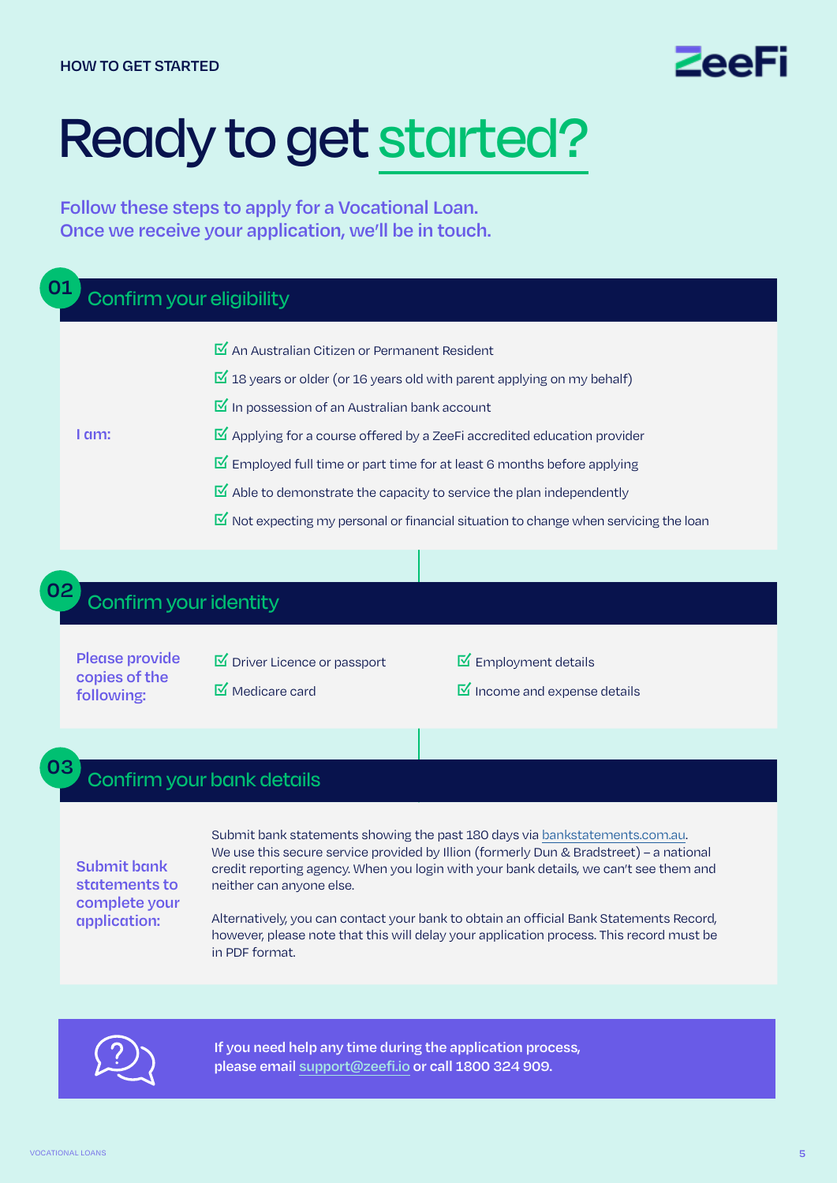HOW TO GET STARTED

# Ready to get started?

**Follow these steps to apply for a Vocational Loan. Once we receive your application, we'll be in touch.**

## 01 Confirm your eligibility

**I am:**

- ☑ An Australian Citizen or Permanent Resident
- ☑ 18 years or older (or 16 years old with parent applying on my behalf)
- ☑ In possession of an Australian bank account
- ☑ Applying for a course offered by a ZeeFi accredited education provider
- ☑ Employed full time or part time for at least 6 months before applying
- ☑ Able to demonstrate the capacity to service the plan independently
- ☑ Not expecting my personal or financial situation to change when servicing the loan

## 02 Confirm your identity

**Please provide copies of the following:**

- ☑ Driver Licence or passport
- ☑ Medicare card
- ☑ Employment details
- ☑ Income and expense details

## 03 Confirm your bank details

**Submit bank statements to complete your application:**

Submit bank statements showing the past 180 days via bankstatements.com.au. We use this secure service provided by Illion (formerly Dun & Bradstreet) – a national credit reporting agency. When you login with your bank details, we can't see them and neither can anyone else.

Alternatively, you can contact your bank to obtain an official Bank Statements Record, however, please note that this will delay your application process. This record must be in PDF format.

**If you need help any time during the application process, please email support@zeefi.io or call 1800 324 909.**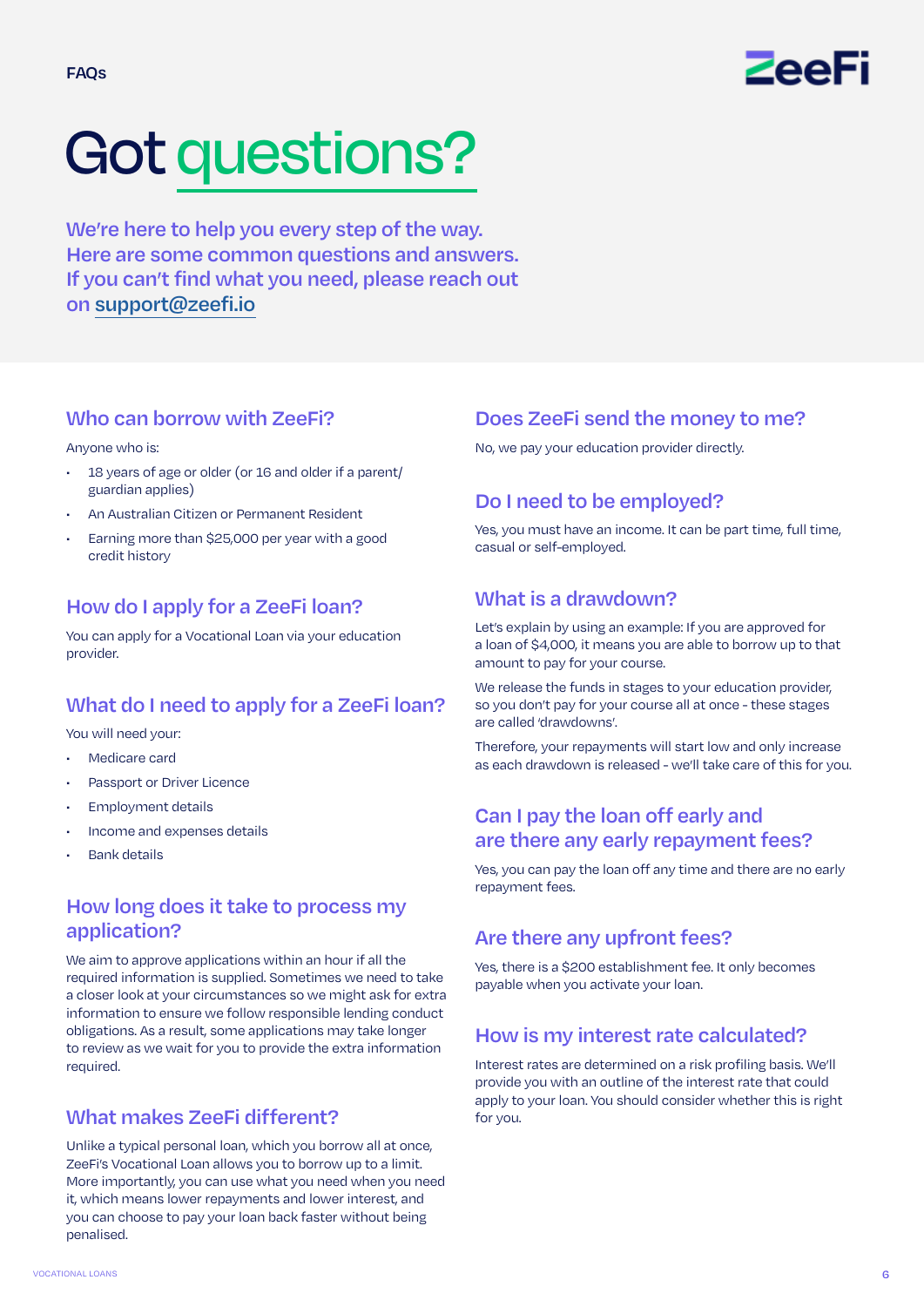# Got questions?

We're here to help you every step of the way.
Here are some common questions and answers.
If you can't find what you need, please reach out on support@zeefi.io

## Who can borrow with ZeeFi?

Anyone who is:

- 18 years of age or older (or 16 and older if a parent/guardian applies)
- An Australian Citizen or Permanent Resident
- Earning more than $25,000 per year with a good credit history

## How do I apply for a ZeeFi loan?

You can apply for a Vocational Loan via your education provider.

## What do I need to apply for a ZeeFi loan?

You will need your:

- Medicare card
- Passport or Driver Licence
- Employment details
- Income and expenses details
- Bank details

## How long does it take to process my application?

We aim to approve applications within an hour if all the required information is supplied. Sometimes we need to take a closer look at your circumstances so we might ask for extra information to ensure we follow responsible lending conduct obligations. As a result, some applications may take longer to review as we wait for you to provide the extra information required.

## What makes ZeeFi different?

Unlike a typical personal loan, which you borrow all at once, ZeeFi's Vocational Loan allows you to borrow up to a limit. More importantly, you can use what you need when you need it, which means lower repayments and lower interest, and you can choose to pay your loan back faster without being penalised.

## Does ZeeFi send the money to me?

No, we pay your education provider directly.

## Do I need to be employed?

Yes, you must have an income. It can be part time, full time, casual or self-employed.

## What is a drawdown?

Let's explain by using an example: If you are approved for a loan of $4,000, it means you are able to borrow up to that amount to pay for your course.

We release the funds in stages to your education provider, so you don't pay for your course all at once - these stages are called 'drawdowns'.

Therefore, your repayments will start low and only increase as each drawdown is released - we'll take care of this for you.

## Can I pay the loan off early and are there any early repayment fees?

Yes, you can pay the loan off any time and there are no early repayment fees.

## Are there any upfront fees?

Yes, there is a $200 establishment fee. It only becomes payable when you activate your loan.

## How is my interest rate calculated?

Interest rates are determined on a risk profiling basis. We'll provide you with an outline of the interest rate that could apply to your loan. You should consider whether this is right for you.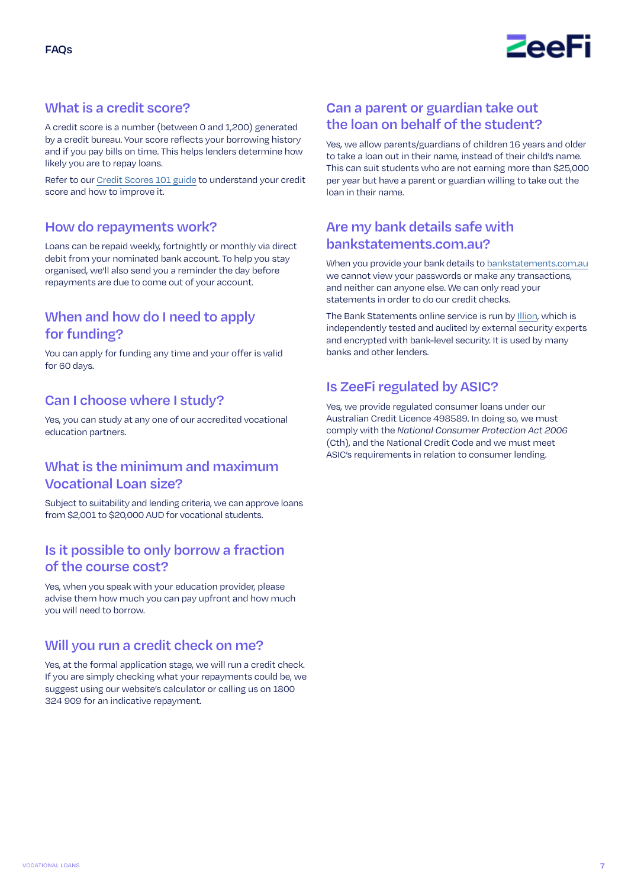# FAQs

## What is a credit score?

A credit score is a number (between 0 and 1,200) generated by a credit bureau. Your score reflects your borrowing history and if you pay bills on time. This helps lenders determine how likely you are to repay loans.

Refer to our Credit Scores 101 guide to understand your credit score and how to improve it.

## How do repayments work?

Loans can be repaid weekly, fortnightly or monthly via direct debit from your nominated bank account. To help you stay organised, we'll also send you a reminder the day before repayments are due to come out of your account.

## When and how do I need to apply for funding?

You can apply for funding any time and your offer is valid for 60 days.

## Can I choose where I study?

Yes, you can study at any one of our accredited vocational education partners.

## What is the minimum and maximum Vocational Loan size?

Subject to suitability and lending criteria, we can approve loans from $2,001 to $20,000 AUD for vocational students.

## Is it possible to only borrow a fraction of the course cost?

Yes, when you speak with your education provider, please advise them how much you can pay upfront and how much you will need to borrow.

## Will you run a credit check on me?

Yes, at the formal application stage, we will run a credit check. If you are simply checking what your repayments could be, we suggest using our website's calculator or calling us on 1800 324 909 for an indicative repayment.

## Can a parent or guardian take out the loan on behalf of the student?

Yes, we allow parents/guardians of children 16 years and older to take a loan out in their name, instead of their child's name. This can suit students who are not earning more than $25,000 per year but have a parent or guardian willing to take out the loan in their name.

## Are my bank details safe with bankstatements.com.au?

When you provide your bank details to bankstatements.com.au we cannot view your passwords or make any transactions, and neither can anyone else. We can only read your statements in order to do our credit checks.

The Bank Statements online service is run by Illion, which is independently tested and audited by external security experts and encrypted with bank-level security. It is used by many banks and other lenders.

## Is ZeeFi regulated by ASIC?

Yes, we provide regulated consumer loans under our Australian Credit Licence 498589. In doing so, we must comply with the *National Consumer Protection Act 2006* (Cth), and the National Credit Code and we must meet ASIC's requirements in relation to consumer lending.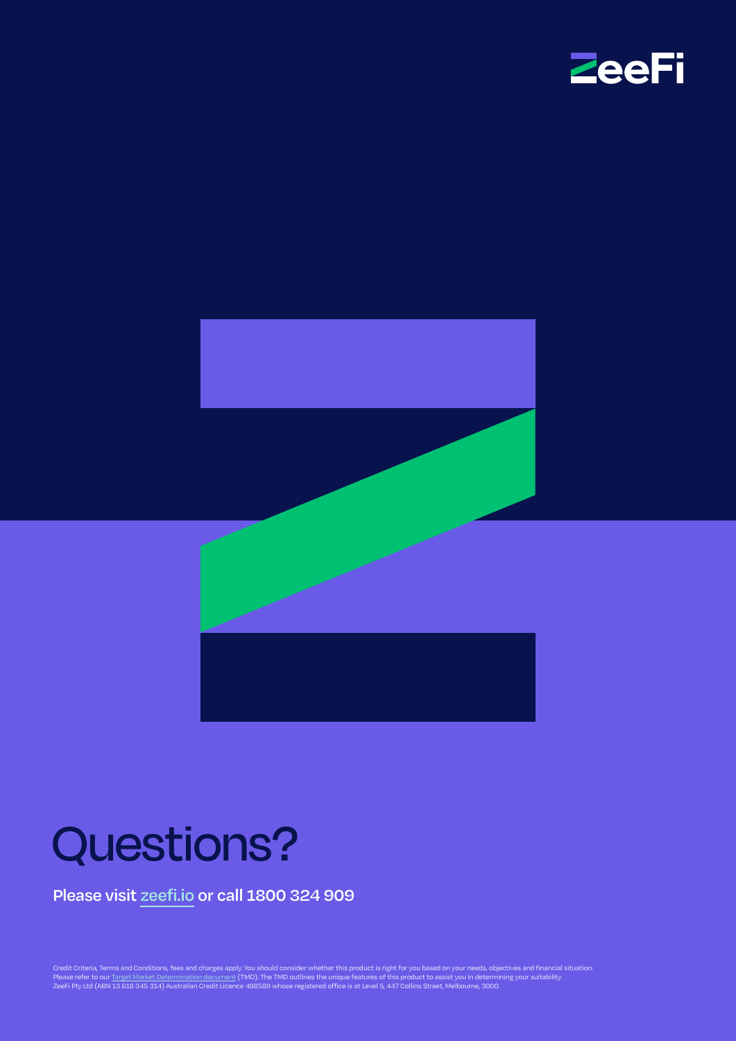ZeeFi

# Questions?

**Please visit zeefi.io or call 1800 324 909**

Credit Criteria, Terms and Conditions, fees and charges apply. You should consider whether this product is right for you based on your needs, objectives and financial situation. Please refer to our Target Market Determination document (TMD). The TMD outlines the unique features of this product to assist you in determining your suitability. ZeeFi Pty Ltd (ABN 13 618 345 314) Australian Credit Licence 498589 whose registered office is at Level 5, 447 Collins Street, Melbourne, 3000.